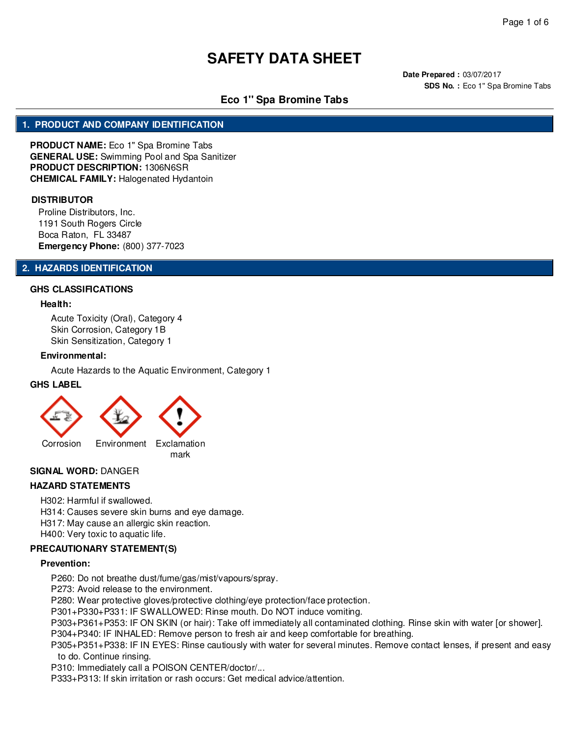# SAFETY DATA SHEET

**Date Prepared :** 03/07/2017
**SDS No. :** Eco 1" Spa Bromine Tabs

## Eco 1" Spa Bromine Tabs

## 1. PRODUCT AND COMPANY IDENTIFICATION

**PRODUCT NAME:** Eco 1" Spa Bromine Tabs
**GENERAL USE:** Swimming Pool and Spa Sanitizer
**PRODUCT DESCRIPTION:** 1306N6SR
**CHEMICAL FAMILY:** Halogenated Hydantoin

**DISTRIBUTOR**

Proline Distributors, Inc.
1191 South Rogers Circle
Boca Raton, FL 33487
**Emergency Phone:** (800) 377-7023

## 2. HAZARDS IDENTIFICATION

### GHS CLASSIFICATIONS

**Health:**

Acute Toxicity (Oral), Category 4
Skin Corrosion, Category 1B
Skin Sensitization, Category 1

**Environmental:**

Acute Hazards to the Aquatic Environment, Category 1

### GHS LABEL

Corrosion | Environment | Exclamation mark

**SIGNAL WORD:** DANGER

### HAZARD STATEMENTS

H302: Harmful if swallowed.
H314: Causes severe skin burns and eye damage.
H317: May cause an allergic skin reaction.
H400: Very toxic to aquatic life.

### PRECAUTIONARY STATEMENT(S)

**Prevention:**

P260: Do not breathe dust/fume/gas/mist/vapours/spray.
P273: Avoid release to the environment.
P280: Wear protective gloves/protective clothing/eye protection/face protection.
P301+P330+P331: IF SWALLOWED: Rinse mouth. Do NOT induce vomiting.
P303+P361+P353: IF ON SKIN (or hair): Take off immediately all contaminated clothing. Rinse skin with water [or shower].
P304+P340: IF INHALED: Remove person to fresh air and keep comfortable for breathing.
P305+P351+P338: IF IN EYES: Rinse cautiously with water for several minutes. Remove contact lenses, if present and easy to do. Continue rinsing.
P310: Immediately call a POISON CENTER/doctor/...
P333+P313: If skin irritation or rash occurs: Get medical advice/attention.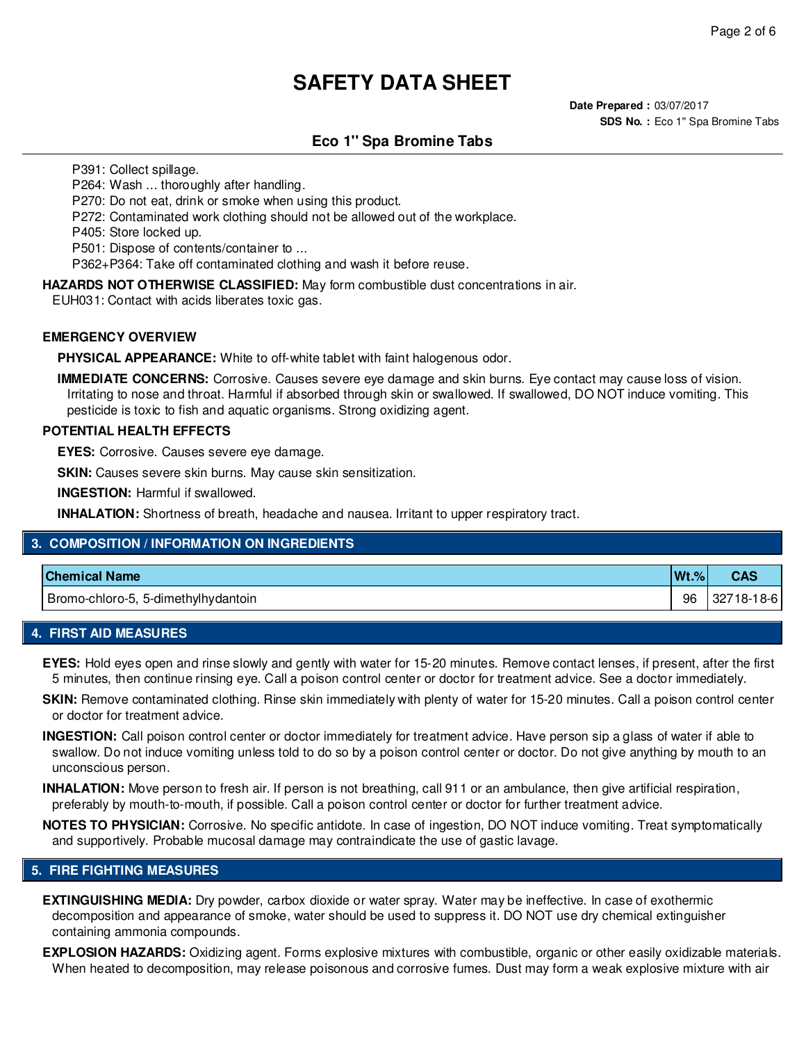P391: Collect spillage.
P264: Wash ... thoroughly after handling.
P270: Do not eat, drink or smoke when using this product.
P272: Contaminated work clothing should not be allowed out of the workplace.
P405: Store locked up.
P501: Dispose of contents/container to ...
P362+P364: Take off contaminated clothing and wash it before reuse.

**HAZARDS NOT OTHERWISE CLASSIFIED:** May form combustible dust concentrations in air.
EUH031: Contact with acids liberates toxic gas.

**EMERGENCY OVERVIEW**

**PHYSICAL APPEARANCE:** White to off-white tablet with faint halogenous odor.

**IMMEDIATE CONCERNS:** Corrosive. Causes severe eye damage and skin burns. Eye contact may cause loss of vision. Irritating to nose and throat. Harmful if absorbed through skin or swallowed. If swallowed, DO NOT induce vomiting. This pesticide is toxic to fish and aquatic organisms. Strong oxidizing agent.

**POTENTIAL HEALTH EFFECTS**

**EYES:** Corrosive. Causes severe eye damage.

**SKIN:** Causes severe skin burns. May cause skin sensitization.

**INGESTION:** Harmful if swallowed.

**INHALATION:** Shortness of breath, headache and nausea. Irritant to upper respiratory tract.

## 3. COMPOSITION / INFORMATION ON INGREDIENTS

| Chemical Name | Wt.% | CAS |
|---|---|---|
| Bromo-chloro-5, 5-dimethylhydantoin | 96 | 32718-18-6 |

## 4. FIRST AID MEASURES

**EYES:** Hold eyes open and rinse slowly and gently with water for 15-20 minutes. Remove contact lenses, if present, after the first 5 minutes, then continue rinsing eye. Call a poison control center or doctor for treatment advice. See a doctor immediately.

**SKIN:** Remove contaminated clothing. Rinse skin immediately with plenty of water for 15-20 minutes. Call a poison control center or doctor for treatment advice.

**INGESTION:** Call poison control center or doctor immediately for treatment advice. Have person sip a glass of water if able to swallow. Do not induce vomiting unless told to do so by a poison control center or doctor. Do not give anything by mouth to an unconscious person.

**INHALATION:** Move person to fresh air. If person is not breathing, call 911 or an ambulance, then give artificial respiration, preferably by mouth-to-mouth, if possible. Call a poison control center or doctor for further treatment advice.

**NOTES TO PHYSICIAN:** Corrosive. No specific antidote. In case of ingestion, DO NOT induce vomiting. Treat symptomatically and supportively. Probable mucosal damage may contraindicate the use of gastic lavage.

## 5. FIRE FIGHTING MEASURES

**EXTINGUISHING MEDIA:** Dry powder, carbox dioxide or water spray. Water may be ineffective. In case of exothermic decomposition and appearance of smoke, water should be used to suppress it. DO NOT use dry chemical extinguisher containing ammonia compounds.

**EXPLOSION HAZARDS:** Oxidizing agent. Forms explosive mixtures with combustible, organic or other easily oxidizable materials. When heated to decomposition, may release poisonous and corrosive fumes. Dust may form a weak explosive mixture with air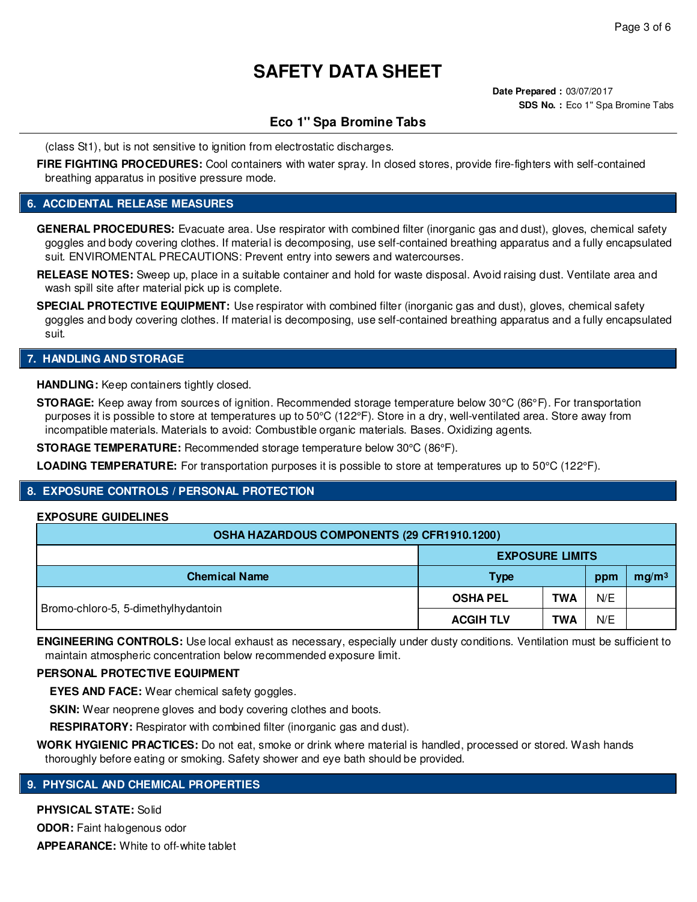# SAFETY DATA SHEET

**Date Prepared :** 03/07/2017
**SDS No. :** Eco 1" Spa Bromine Tabs

## Eco 1" Spa Bromine Tabs

(class St1), but is not sensitive to ignition from electrostatic discharges.

**FIRE FIGHTING PROCEDURES:** Cool containers with water spray. In closed stores, provide fire-fighters with self-contained breathing apparatus in positive pressure mode.

## 6. ACCIDENTAL RELEASE MEASURES

**GENERAL PROCEDURES:** Evacuate area. Use respirator with combined filter (inorganic gas and dust), gloves, chemical safety goggles and body covering clothes. If material is decomposing, use self-contained breathing apparatus and a fully encapsulated suit. ENVIROMENTAL PRECAUTIONS: Prevent entry into sewers and watercourses.

**RELEASE NOTES:** Sweep up, place in a suitable container and hold for waste disposal. Avoid raising dust. Ventilate area and wash spill site after material pick up is complete.

**SPECIAL PROTECTIVE EQUIPMENT:** Use respirator with combined filter (inorganic gas and dust), gloves, chemical safety goggles and body covering clothes. If material is decomposing, use self-contained breathing apparatus and a fully encapsulated suit.

## 7. HANDLING AND STORAGE

**HANDLING:** Keep containers tightly closed.

**STORAGE:** Keep away from sources of ignition. Recommended storage temperature below 30°C (86°F). For transportation purposes it is possible to store at temperatures up to 50°C (122°F). Store in a dry, well-ventilated area. Store away from incompatible materials. Materials to avoid: Combustible organic materials. Bases. Oxidizing agents.

**STORAGE TEMPERATURE:** Recommended storage temperature below 30°C (86°F).

**LOADING TEMPERATURE:** For transportation purposes it is possible to store at temperatures up to 50°C (122°F).

## 8. EXPOSURE CONTROLS / PERSONAL PROTECTION

**EXPOSURE GUIDELINES**

| OSHA HAZARDOUS COMPONENTS (29 CFR1910.1200) | | | | |
|---|---|---|---|---|
| | EXPOSURE LIMITS | | | |
| Chemical Name | Type | | ppm | mg/m³ |
| Bromo-chloro-5, 5-dimethylhydantoin | OSHA PEL | TWA | N/E | |
| | ACGIH TLV | TWA | N/E | |

**ENGINEERING CONTROLS:** Use local exhaust as necessary, especially under dusty conditions. Ventilation must be sufficient to maintain atmospheric concentration below recommended exposure limit.

**PERSONAL PROTECTIVE EQUIPMENT**

**EYES AND FACE:** Wear chemical safety goggles.

**SKIN:** Wear neoprene gloves and body covering clothes and boots.

**RESPIRATORY:** Respirator with combined filter (inorganic gas and dust).

**WORK HYGIENIC PRACTICES:** Do not eat, smoke or drink where material is handled, processed or stored. Wash hands thoroughly before eating or smoking. Safety shower and eye bath should be provided.

## 9. PHYSICAL AND CHEMICAL PROPERTIES

**PHYSICAL STATE:** Solid

**ODOR:** Faint halogenous odor

**APPEARANCE:** White to off-white tablet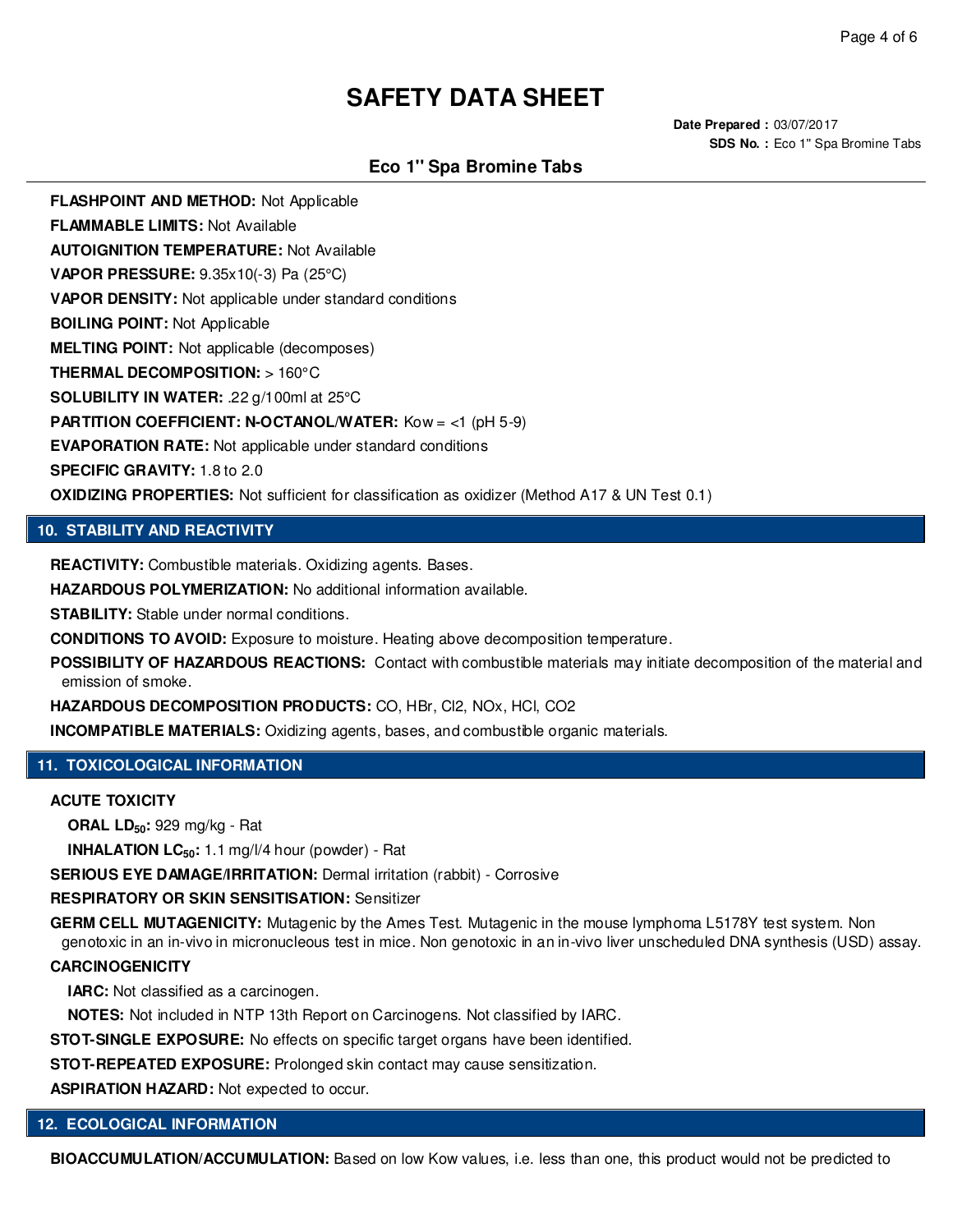# SAFETY DATA SHEET

**Date Prepared :** 03/07/2017
**SDS No. :** Eco 1" Spa Bromine Tabs

## Eco 1" Spa Bromine Tabs

**FLASHPOINT AND METHOD:** Not Applicable

**FLAMMABLE LIMITS:** Not Available

**AUTOIGNITION TEMPERATURE:** Not Available

**VAPOR PRESSURE:** 9.35x10(-3) Pa (25°C)

**VAPOR DENSITY:** Not applicable under standard conditions

**BOILING POINT:** Not Applicable

**MELTING POINT:** Not applicable (decomposes)

**THERMAL DECOMPOSITION:** > 160°C

**SOLUBILITY IN WATER:** .22 g/100ml at 25°C

**PARTITION COEFFICIENT: N-OCTANOL/WATER:** Kow = <1 (pH 5-9)

**EVAPORATION RATE:** Not applicable under standard conditions

**SPECIFIC GRAVITY:** 1.8 to 2.0

**OXIDIZING PROPERTIES:** Not sufficient for classification as oxidizer (Method A17 & UN Test 0.1)

## 10. STABILITY AND REACTIVITY

**REACTIVITY:** Combustible materials. Oxidizing agents. Bases.

**HAZARDOUS POLYMERIZATION:** No additional information available.

**STABILITY:** Stable under normal conditions.

**CONDITIONS TO AVOID:** Exposure to moisture. Heating above decomposition temperature.

**POSSIBILITY OF HAZARDOUS REACTIONS:** Contact with combustible materials may initiate decomposition of the material and emission of smoke.

**HAZARDOUS DECOMPOSITION PRODUCTS:** CO, HBr, $Cl_2$, $NO_x$, HCl, $CO_2$

**INCOMPATIBLE MATERIALS:** Oxidizing agents, bases, and combustible organic materials.

## 11. TOXICOLOGICAL INFORMATION

**ACUTE TOXICITY**

**ORAL $LD_{50}$:** 929 mg/kg - Rat

**INHALATION $LC_{50}$:** 1.1 mg/l/4 hour (powder) - Rat

**SERIOUS EYE DAMAGE/IRRITATION:** Dermal irritation (rabbit) - Corrosive

**RESPIRATORY OR SKIN SENSITISATION:** Sensitizer

**GERM CELL MUTAGENICITY:** Mutagenic by the Ames Test. Mutagenic in the mouse lymphoma L5178Y test system. Non genotoxic in an in-vivo in micronucleous test in mice. Non genotoxic in an in-vivo liver unscheduled DNA synthesis (USD) assay.

**CARCINOGENICITY**

**IARC:** Not classified as a carcinogen.

**NOTES:** Not included in NTP 13th Report on Carcinogens. Not classified by IARC.

**STOT-SINGLE EXPOSURE:** No effects on specific target organs have been identified.

**STOT-REPEATED EXPOSURE:** Prolonged skin contact may cause sensitization.

**ASPIRATION HAZARD:** Not expected to occur.

## 12. ECOLOGICAL INFORMATION

**BIOACCUMULATION/ACCUMULATION:** Based on low Kow values, i.e. less than one, this product would not be predicted to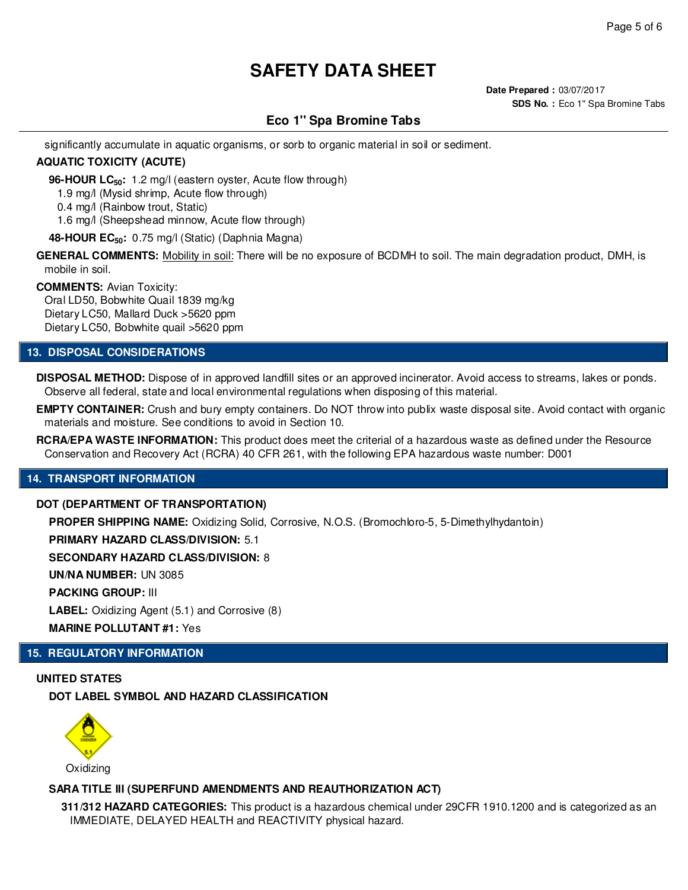significantly accumulate in aquatic organisms, or sorb to organic material in soil or sediment.

**AQUATIC TOXICITY (ACUTE)**

**96-HOUR $LC_{50}$:** 1.2 mg/l (eastern oyster, Acute flow through)
1.9 mg/l (Mysid shrimp, Acute flow through)
0.4 mg/l (Rainbow trout, Static)
1.6 mg/l (Sheepshead minnow, Acute flow through)

**48-HOUR $EC_{50}$:** 0.75 mg/l (Static) (Daphnia Magna)

**GENERAL COMMENTS:** Mobility in soil: There will be no exposure of BCDMH to soil. The main degradation product, DMH, is mobile in soil.

**COMMENTS:** Avian Toxicity:
Oral LD50, Bobwhite Quail 1839 mg/kg
Dietary LC50, Mallard Duck >5620 ppm
Dietary LC50, Bobwhite quail >5620 ppm

## 13. DISPOSAL CONSIDERATIONS

**DISPOSAL METHOD:** Dispose of in approved landfill sites or an approved incinerator. Avoid access to streams, lakes or ponds. Observe all federal, state and local environmental regulations when disposing of this material.

**EMPTY CONTAINER:** Crush and bury empty containers. Do NOT throw into publix waste disposal site. Avoid contact with organic materials and moisture. See conditions to avoid in Section 10.

**RCRA/EPA WASTE INFORMATION:** This product does meet the criterial of a hazardous waste as defined under the Resource Conservation and Recovery Act (RCRA) 40 CFR 261, with the following EPA hazardous waste number: D001

## 14. TRANSPORT INFORMATION

**DOT (DEPARTMENT OF TRANSPORTATION)**

**PROPER SHIPPING NAME:** Oxidizing Solid, Corrosive, N.O.S. (Bromochloro-5, 5-Dimethylhydantoin)

**PRIMARY HAZARD CLASS/DIVISION:** 5.1

**SECONDARY HAZARD CLASS/DIVISION:** 8

**UN/NA NUMBER:** UN 3085

**PACKING GROUP:** III

**LABEL:** Oxidizing Agent (5.1) and Corrosive (8)

**MARINE POLLUTANT #1:** Yes

## 15. REGULATORY INFORMATION

**UNITED STATES**

**DOT LABEL SYMBOL AND HAZARD CLASSIFICATION**

Oxidizing

**SARA TITLE III (SUPERFUND AMENDMENTS AND REAUTHORIZATION ACT)**

**311/312 HAZARD CATEGORIES:** This product is a hazardous chemical under 29CFR 1910.1200 and is categorized as an IMMEDIATE, DELAYED HEALTH and REACTIVITY physical hazard.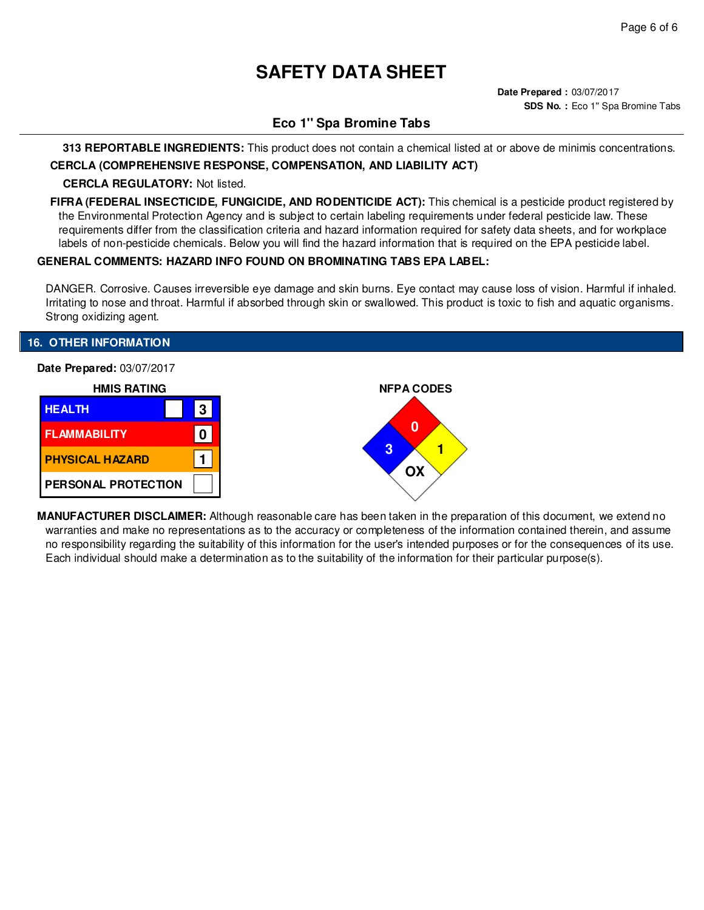# SAFETY DATA SHEET

**Date Prepared :** 03/07/2017
**SDS No. :** Eco 1" Spa Bromine Tabs

## Eco 1" Spa Bromine Tabs

**313 REPORTABLE INGREDIENTS:** This product does not contain a chemical listed at or above de minimis concentrations.

**CERCLA (COMPREHENSIVE RESPONSE, COMPENSATION, AND LIABILITY ACT)**

**CERCLA REGULATORY:** Not listed.

**FIFRA (FEDERAL INSECTICIDE, FUNGICIDE, AND RODENTICIDE ACT):** This chemical is a pesticide product registered by the Environmental Protection Agency and is subject to certain labeling requirements under federal pesticide law. These requirements differ from the classification criteria and hazard information required for safety data sheets, and for workplace labels of non-pesticide chemicals. Below you will find the hazard information that is required on the EPA pesticide label.

**GENERAL COMMENTS: HAZARD INFO FOUND ON BROMINATING TABS EPA LABEL:**

DANGER. Corrosive. Causes irreversible eye damage and skin burns. Eye contact may cause loss of vision. Harmful if inhaled. Irritating to nose and throat. Harmful if absorbed through skin or swallowed. This product is toxic to fish and aquatic organisms. Strong oxidizing agent.

## 16. OTHER INFORMATION

**Date Prepared:** 03/07/2017

**HMIS RATING**

| | | |
|---|---|---|
| HEALTH | | 3 |
| FLAMMABILITY | | 0 |
| PHYSICAL HAZARD | | 1 |
| PERSONAL PROTECTION | | |

**NFPA CODES**

0

3

1

OX

**MANUFACTURER DISCLAIMER:** Although reasonable care has been taken in the preparation of this document, we extend no warranties and make no representations as to the accuracy or completeness of the information contained therein, and assume no responsibility regarding the suitability of this information for the user's intended purposes or for the consequences of its use. Each individual should make a determination as to the suitability of the information for their particular purpose(s).